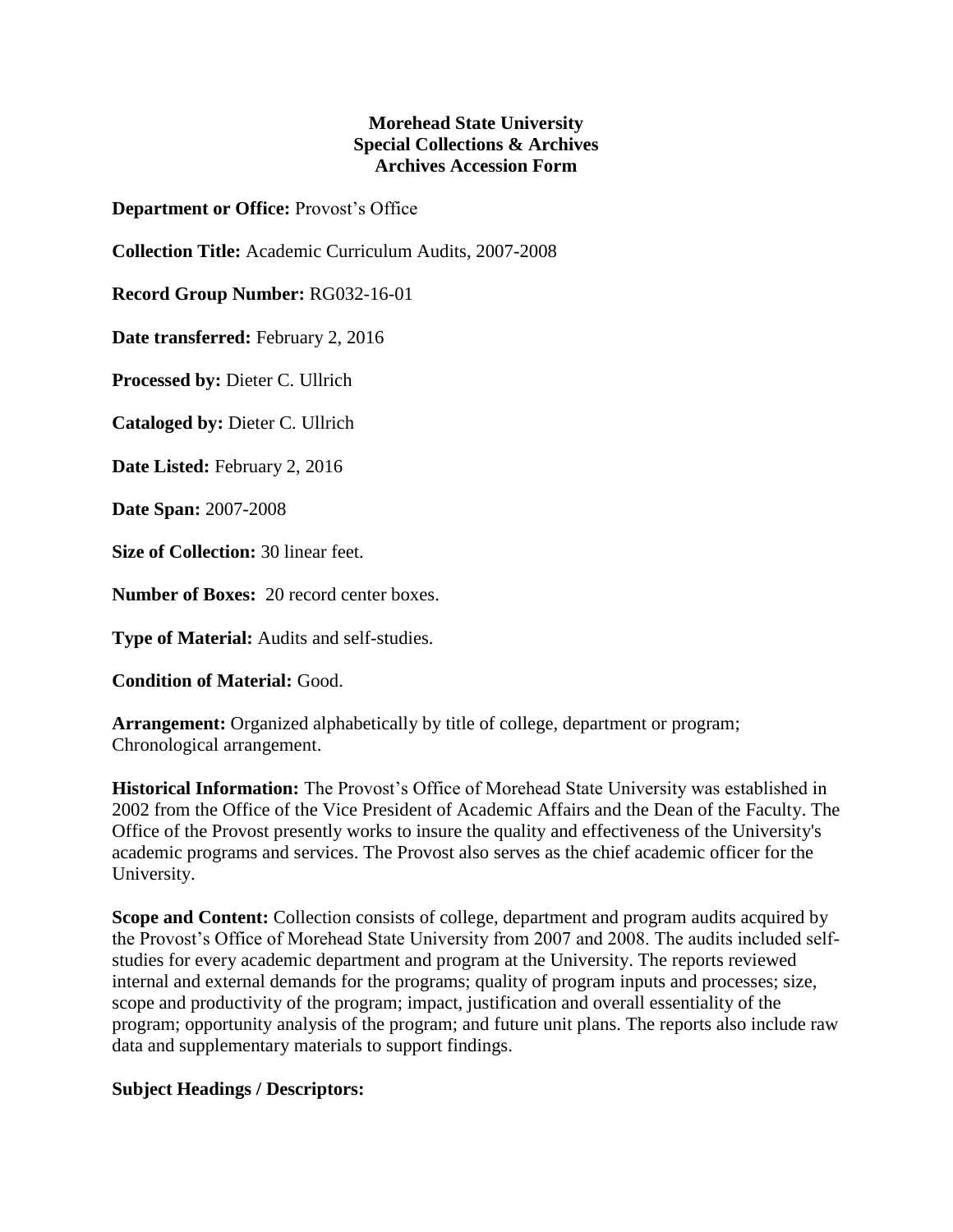**Morehead State University**
**Special Collections & Archives**
**Archives Accession Form**

**Department or Office:** Provost's Office

**Collection Title:** Academic Curriculum Audits, 2007-2008

**Record Group Number:** RG032-16-01

**Date transferred:** February 2, 2016

**Processed by:** Dieter C. Ullrich

**Cataloged by:** Dieter C. Ullrich

**Date Listed:** February 2, 2016

**Date Span:** 2007-2008

**Size of Collection:** 30 linear feet.

**Number of Boxes:** 20 record center boxes.

**Type of Material:** Audits and self-studies.

**Condition of Material:** Good.

**Arrangement:** Organized alphabetically by title of college, department or program; Chronological arrangement.

**Historical Information:** The Provost's Office of Morehead State University was established in 2002 from the Office of the Vice President of Academic Affairs and the Dean of the Faculty. The Office of the Provost presently works to insure the quality and effectiveness of the University's academic programs and services. The Provost also serves as the chief academic officer for the University.

**Scope and Content:** Collection consists of college, department and program audits acquired by the Provost's Office of Morehead State University from 2007 and 2008. The audits included self-studies for every academic department and program at the University. The reports reviewed internal and external demands for the programs; quality of program inputs and processes; size, scope and productivity of the program; impact, justification and overall essentiality of the program; opportunity analysis of the program; and future unit plans. The reports also include raw data and supplementary materials to support findings.

**Subject Headings / Descriptors:**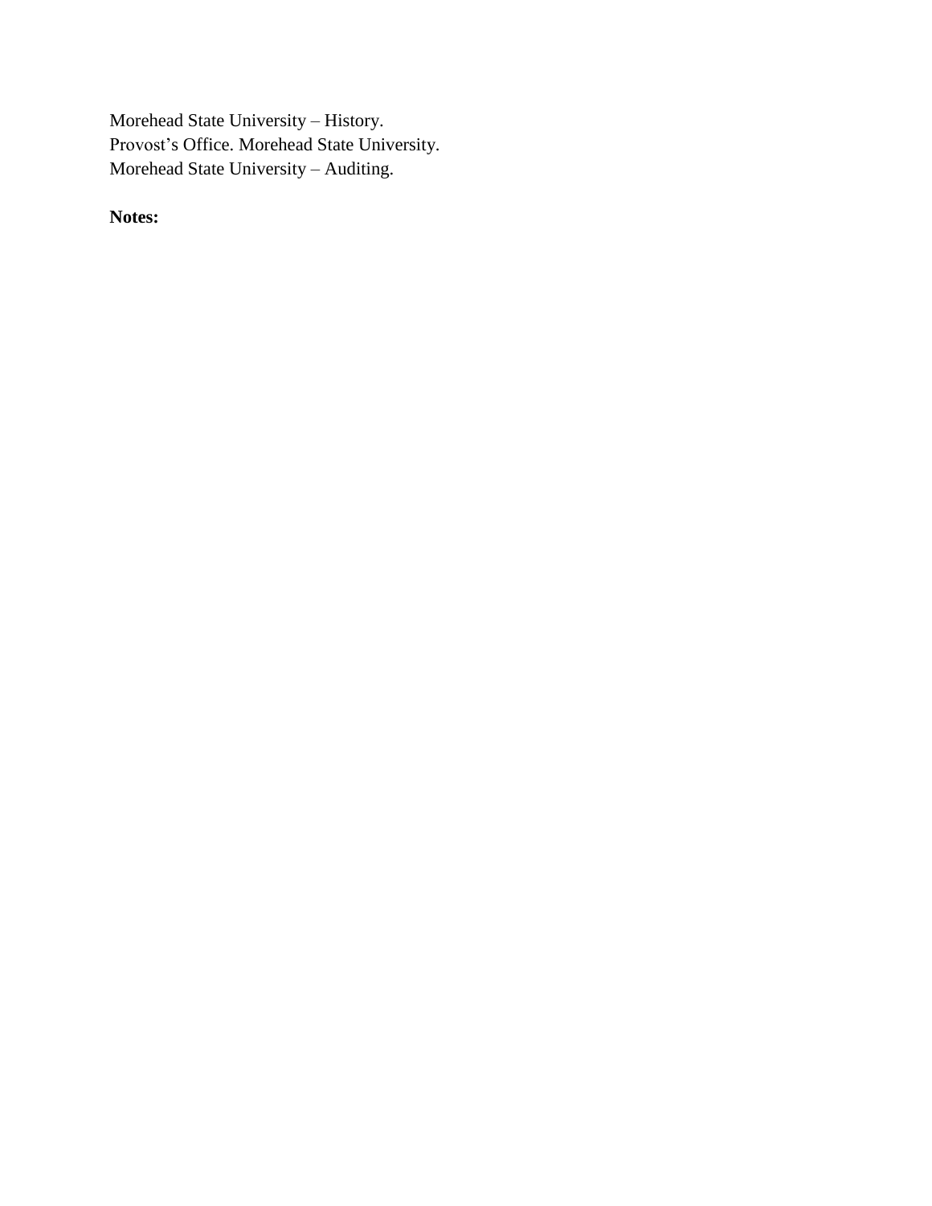Morehead State University – History.
Provost’s Office. Morehead State University.
Morehead State University – Auditing.

**Notes:**